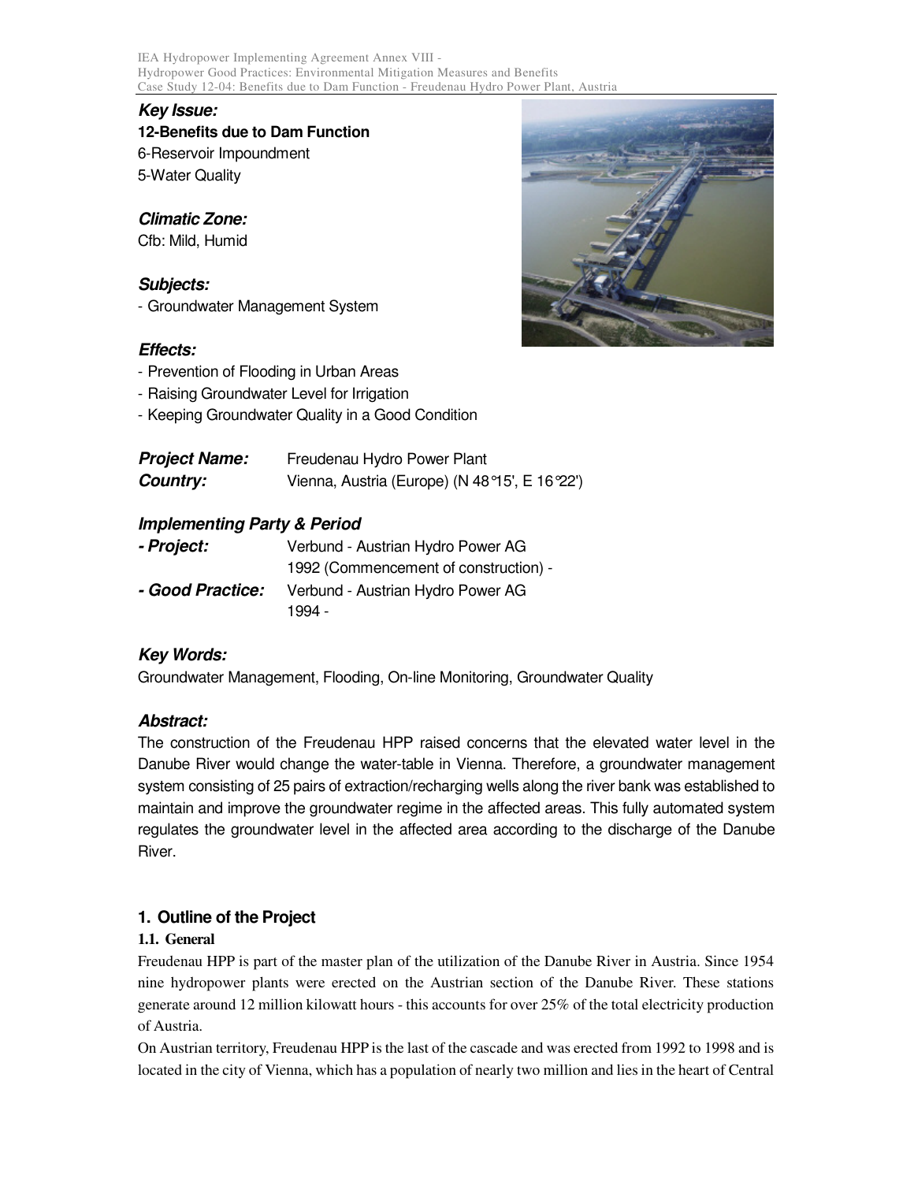**Key Issue:**

**12-Benefits due to Dam Function**

6-Reservoir Impoundment

5-Water Quality

**Climatic Zone:**

Cfb: Mild, Humid

**Subjects:**

- Groundwater Management System

**Effects:**

- Prevention of Flooding in Urban Areas
- Raising Groundwater Level for Irrigation
- Keeping Groundwater Quality in a Good Condition

**Project Name:** Freudenau Hydro Power Plant

**Country:** Vienna, Austria (Europe) (N 48°15', E 16°22')

**Implementing Party & Period**

**- Project:** Verbund - Austrian Hydro Power AG
1992 (Commencement of construction) -

**- Good Practice:** Verbund - Austrian Hydro Power AG
1994 -

**Key Words:**

Groundwater Management, Flooding, On-line Monitoring, Groundwater Quality

**Abstract:**

The construction of the Freudenau HPP raised concerns that the elevated water level in the Danube River would change the water-table in Vienna. Therefore, a groundwater management system consisting of 25 pairs of extraction/recharging wells along the river bank was established to maintain and improve the groundwater regime in the affected areas. This fully automated system regulates the groundwater level in the affected area according to the discharge of the Danube River.

## 1. Outline of the Project

### 1.1. General

Freudenau HPP is part of the master plan of the utilization of the Danube River in Austria. Since 1954 nine hydropower plants were erected on the Austrian section of the Danube River. These stations generate around 12 million kilowatt hours - this accounts for over 25% of the total electricity production of Austria.

On Austrian territory, Freudenau HPP is the last of the cascade and was erected from 1992 to 1998 and is located in the city of Vienna, which has a population of nearly two million and lies in the heart of Central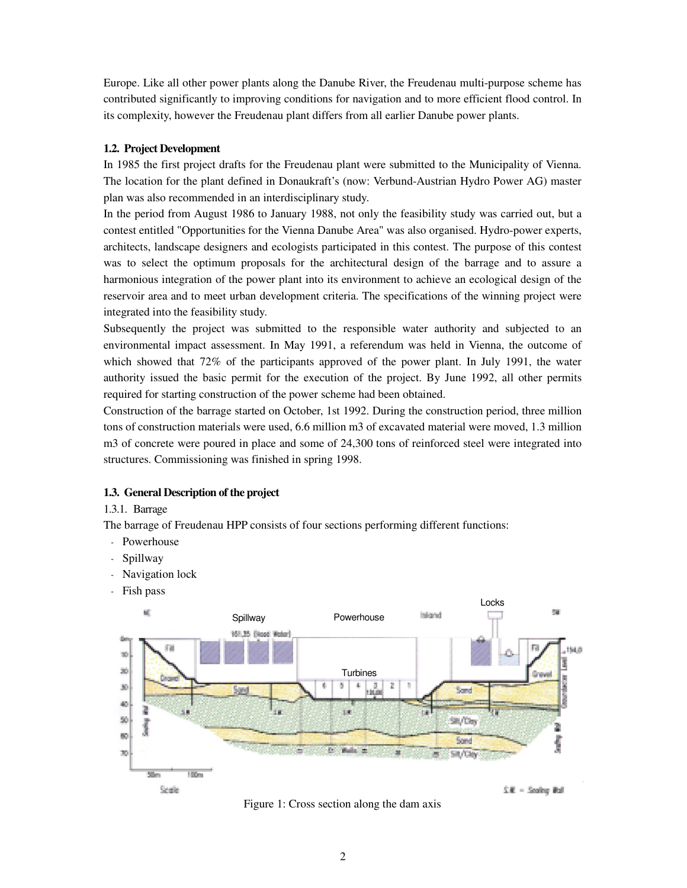Europe. Like all other power plants along the Danube River, the Freudenau multi-purpose scheme has contributed significantly to improving conditions for navigation and to more efficient flood control. In its complexity, however the Freudenau plant differs from all earlier Danube power plants.

### 1.2. Project Development

In 1985 the first project drafts for the Freudenau plant were submitted to the Municipality of Vienna. The location for the plant defined in Donaukraft's (now: Verbund-Austrian Hydro Power AG) master plan was also recommended in an interdisciplinary study.

In the period from August 1986 to January 1988, not only the feasibility study was carried out, but a contest entitled "Opportunities for the Vienna Danube Area" was also organised. Hydro-power experts, architects, landscape designers and ecologists participated in this contest. The purpose of this contest was to select the optimum proposals for the architectural design of the barrage and to assure a harmonious integration of the power plant into its environment to achieve an ecological design of the reservoir area and to meet urban development criteria. The specifications of the winning project were integrated into the feasibility study.

Subsequently the project was submitted to the responsible water authority and subjected to an environmental impact assessment. In May 1991, a referendum was held in Vienna, the outcome of which showed that 72% of the participants approved of the power plant. In July 1991, the water authority issued the basic permit for the execution of the project. By June 1992, all other permits required for starting construction of the power scheme had been obtained.

Construction of the barrage started on October, 1st 1992. During the construction period, three million tons of construction materials were used, 6.6 million m3 of excavated material were moved, 1.3 million m3 of concrete were poured in place and some of 24,300 tons of reinforced steel were integrated into structures. Commissioning was finished in spring 1998.

### 1.3. General Description of the project

1.3.1. Barrage

The barrage of Freudenau HPP consists of four sections performing different functions:

- Powerhouse
- Spillway
- Navigation lock
- Fish pass

Figure 1: Cross section along the dam axis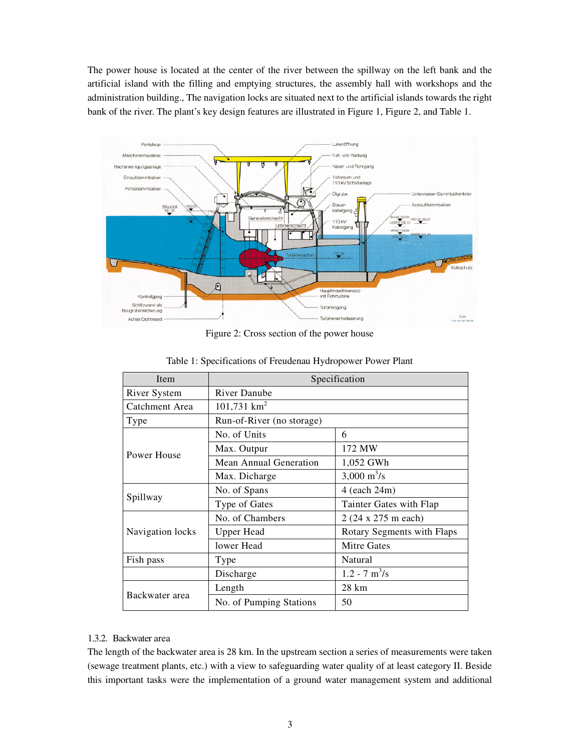The power house is located at the center of the river between the spillway on the left bank and the artificial island with the filling and emptying structures, the assembly hall with workshops and the administration building., The navigation locks are situated next to the artificial islands towards the right bank of the river. The plant's key design features are illustrated in Figure 1, Figure 2, and Table 1.

Figure 2: Cross section of the power house

Table 1: Specifications of Freudenau Hydropower Power Plant

| Item | Specification | |
|---|---|---|
| River System | River Danube | |
| Catchment Area | 101,731 km$^2$ | |
| Type | Run-of-River (no storage) | |
| Power House | No. of Units | 6 |
| | Max. Outpur | 172 MW |
| | Mean Annual Generation | 1,052 GWh |
| | Max. Dicharge | 3,000 m$^3$/s |
| Spillway | No. of Spans | 4 (each 24m) |
| | Type of Gates | Tainter Gates with Flap |
| Navigation locks | No. of Chambers | 2 (24 x 275 m each) |
| | Upper Head | Rotary Segments with Flaps |
| | lower Head | Mitre Gates |
| Fish pass | Type | Natural |
| | Discharge | 1.2 - 7 m$^3$/s |
| Backwater area | Length | 28 km |
| | No. of Pumping Stations | 50 |

### 1.3.2. Backwater area

The length of the backwater area is 28 km. In the upstream section a series of measurements were taken (sewage treatment plants, etc.) with a view to safeguarding water quality of at least category II. Beside this important tasks were the implementation of a ground water management system and additional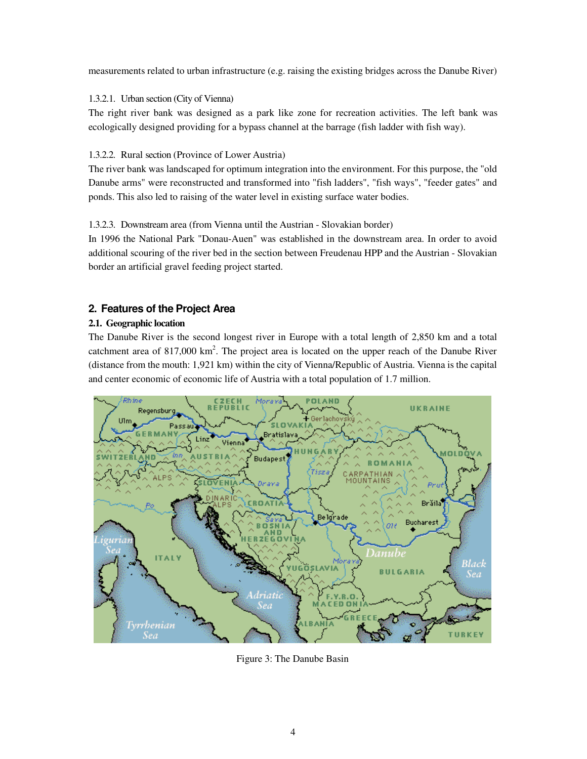measurements related to urban infrastructure (e.g. raising the existing bridges across the Danube River)

1.3.2.1. Urban section (City of Vienna)

The right river bank was designed as a park like zone for recreation activities. The left bank was ecologically designed providing for a bypass channel at the barrage (fish ladder with fish way).

1.3.2.2. Rural section (Province of Lower Austria)

The river bank was landscaped for optimum integration into the environment. For this purpose, the "old Danube arms" were reconstructed and transformed into "fish ladders", "fish ways", "feeder gates" and ponds. This also led to raising of the water level in existing surface water bodies.

1.3.2.3. Downstream area (from Vienna until the Austrian - Slovakian border)

In 1996 the National Park "Donau-Auen" was established in the downstream area. In order to avoid additional scouring of the river bed in the section between Freudenau HPP and the Austrian - Slovakian border an artificial gravel feeding project started.

## 2. Features of the Project Area

### 2.1. Geographic location

The Danube River is the second longest river in Europe with a total length of 2,850 km and a total catchment area of 817,000 km$^2$. The project area is located on the upper reach of the Danube River (distance from the mouth: 1,921 km) within the city of Vienna/Republic of Austria. Vienna is the capital and center economic of economic life of Austria with a total population of 1.7 million.

Figure 3: The Danube Basin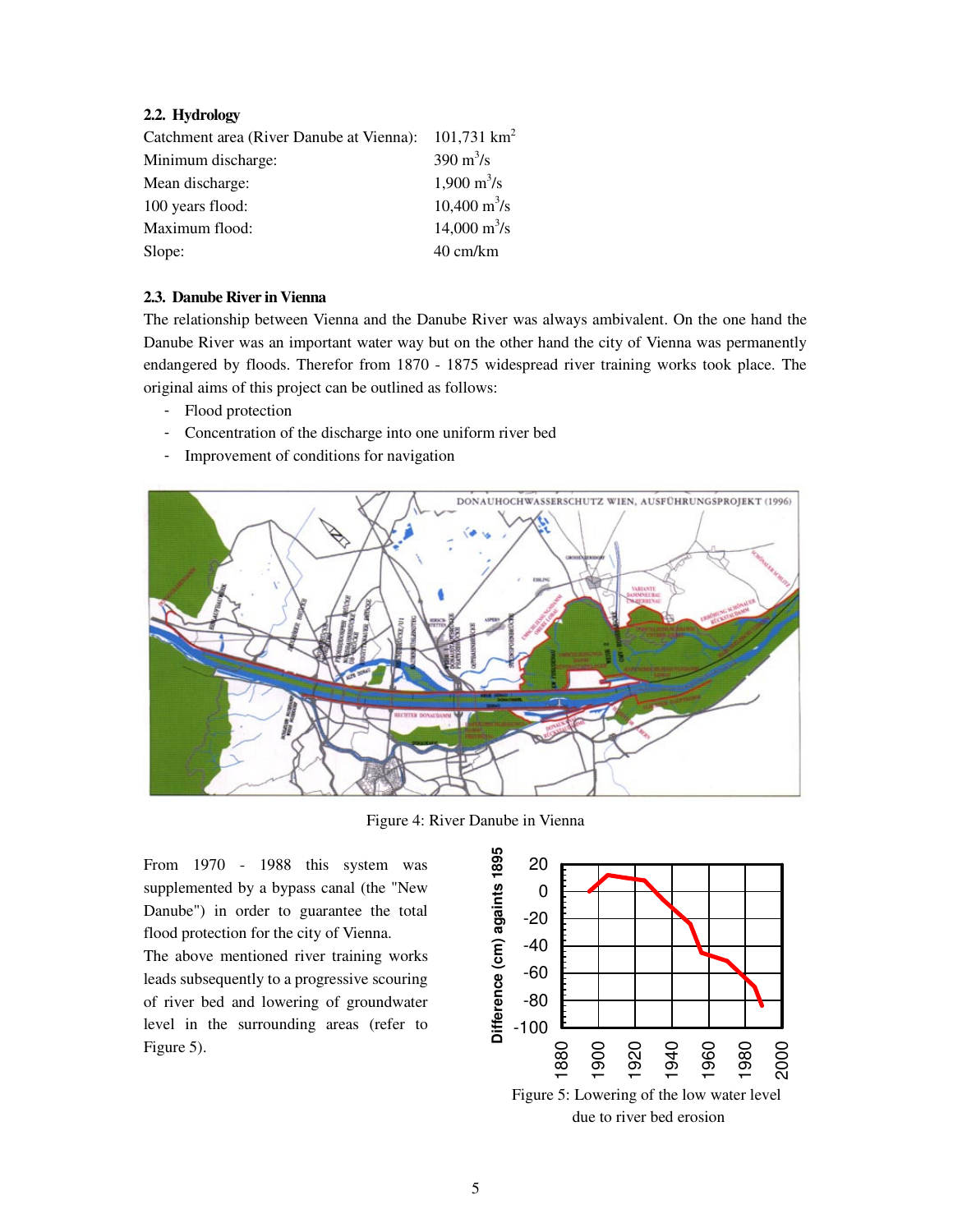### 2.2. Hydrology

| | |
|---|---|
| Catchment area (River Danube at Vienna): | 101,731 $km^2$ |
| Minimum discharge: | 390 $m^3/s$ |
| Mean discharge: | 1,900 $m^3/s$ |
| 100 years flood: | 10,400 $m^3/s$ |
| Maximum flood: | 14,000 $m^3/s$ |
| Slope: | 40 cm/km |

### 2.3. Danube River in Vienna

The relationship between Vienna and the Danube River was always ambivalent. On the one hand the Danube River was an important water way but on the other hand the city of Vienna was permanently endangered by floods. Therefor from 1870 - 1875 widespread river training works took place. The original aims of this project can be outlined as follows:

- Flood protection
- Concentration of the discharge into one uniform river bed
- Improvement of conditions for navigation

Figure 4: River Danube in Vienna

From 1970 - 1988 this system was supplemented by a bypass canal (the "New Danube") in order to guarantee the total flood protection for the city of Vienna.

The above mentioned river training works leads subsequently to a progressive scouring of river bed and lowering of groundwater level in the surrounding areas (refer to Figure 5).

Figure 5: Lowering of the low water level due to river bed erosion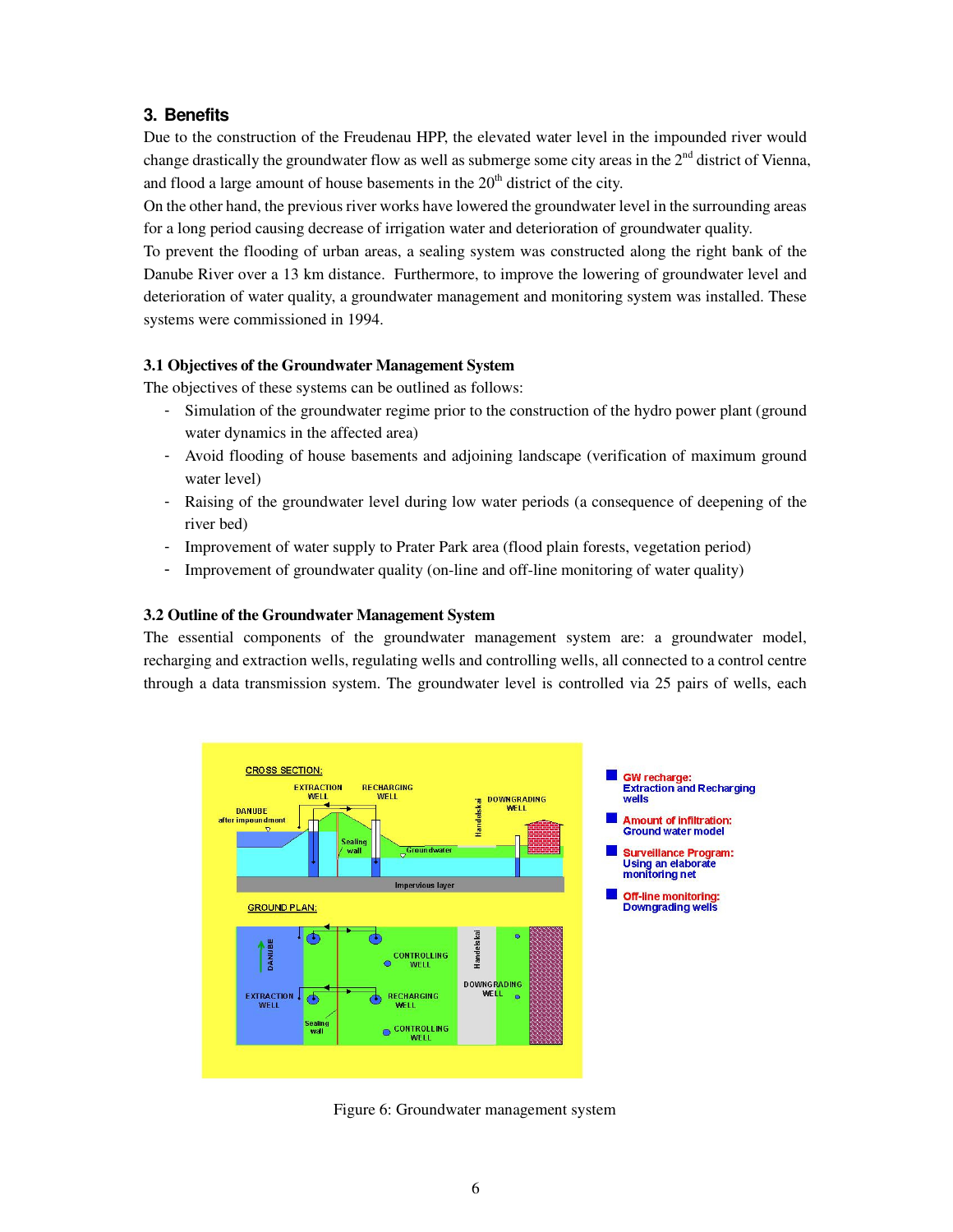## 3. Benefits

Due to the construction of the Freudenau HPP, the elevated water level in the impounded river would change drastically the groundwater flow as well as submerge some city areas in the 2nd district of Vienna, and flood a large amount of house basements in the 20th district of the city.

On the other hand, the previous river works have lowered the groundwater level in the surrounding areas for a long period causing decrease of irrigation water and deterioration of groundwater quality.

To prevent the flooding of urban areas, a sealing system was constructed along the right bank of the Danube River over a 13 km distance. Furthermore, to improve the lowering of groundwater level and deterioration of water quality, a groundwater management and monitoring system was installed. These systems were commissioned in 1994.

### 3.1 Objectives of the Groundwater Management System

The objectives of these systems can be outlined as follows:

- Simulation of the groundwater regime prior to the construction of the hydro power plant (ground water dynamics in the affected area)
- Avoid flooding of house basements and adjoining landscape (verification of maximum ground water level)
- Raising of the groundwater level during low water periods (a consequence of deepening of the river bed)
- Improvement of water supply to Prater Park area (flood plain forests, vegetation period)
- Improvement of groundwater quality (on-line and off-line monitoring of water quality)

### 3.2 Outline of the Groundwater Management System

The essential components of the groundwater management system are: a groundwater model, recharging and extraction wells, regulating wells and controlling wells, all connected to a control centre through a data transmission system. The groundwater level is controlled via 25 pairs of wells, each

Figure 6: Groundwater management system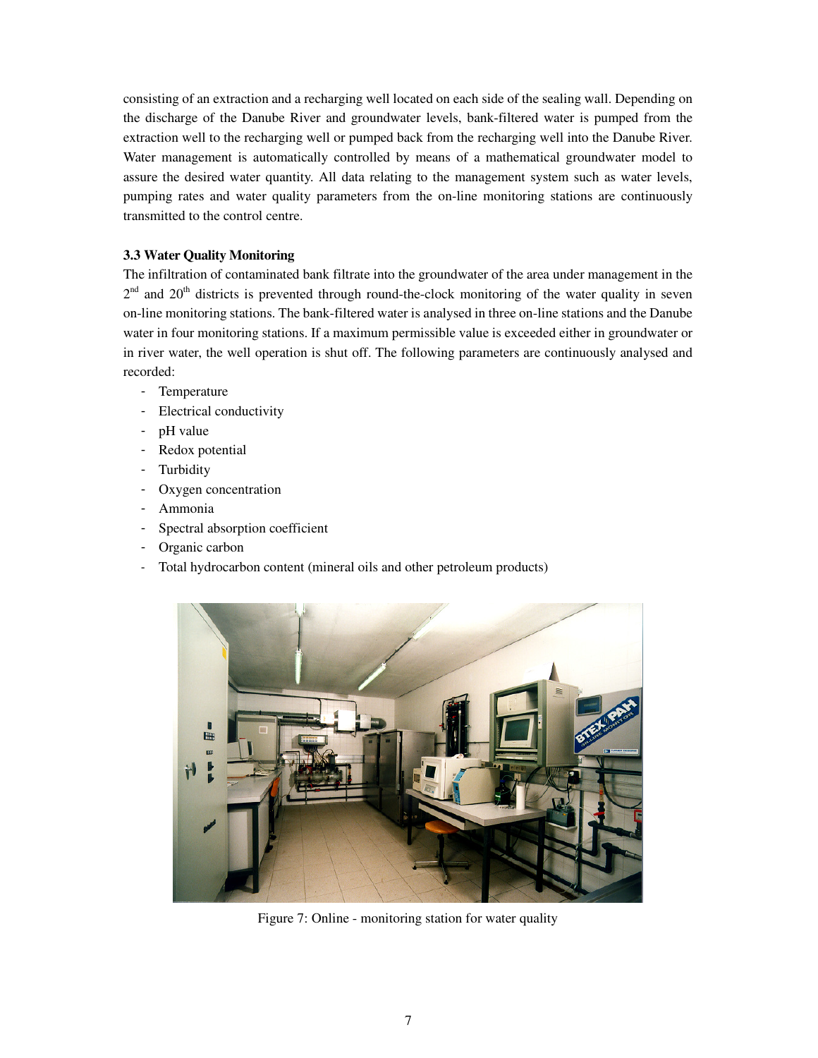consisting of an extraction and a recharging well located on each side of the sealing wall. Depending on the discharge of the Danube River and groundwater levels, bank-filtered water is pumped from the extraction well to the recharging well or pumped back from the recharging well into the Danube River. Water management is automatically controlled by means of a mathematical groundwater model to assure the desired water quantity. All data relating to the management system such as water levels, pumping rates and water quality parameters from the on-line monitoring stations are continuously transmitted to the control centre.

### 3.3 Water Quality Monitoring

The infiltration of contaminated bank filtrate into the groundwater of the area under management in the 2nd and 20th districts is prevented through round-the-clock monitoring of the water quality in seven on-line monitoring stations. The bank-filtered water is analysed in three on-line stations and the Danube water in four monitoring stations. If a maximum permissible value is exceeded either in groundwater or in river water, the well operation is shut off. The following parameters are continuously analysed and recorded:

- Temperature
- Electrical conductivity
- pH value
- Redox potential
- Turbidity
- Oxygen concentration
- Ammonia
- Spectral absorption coefficient
- Organic carbon
- Total hydrocarbon content (mineral oils and other petroleum products)

Figure 7: Online - monitoring station for water quality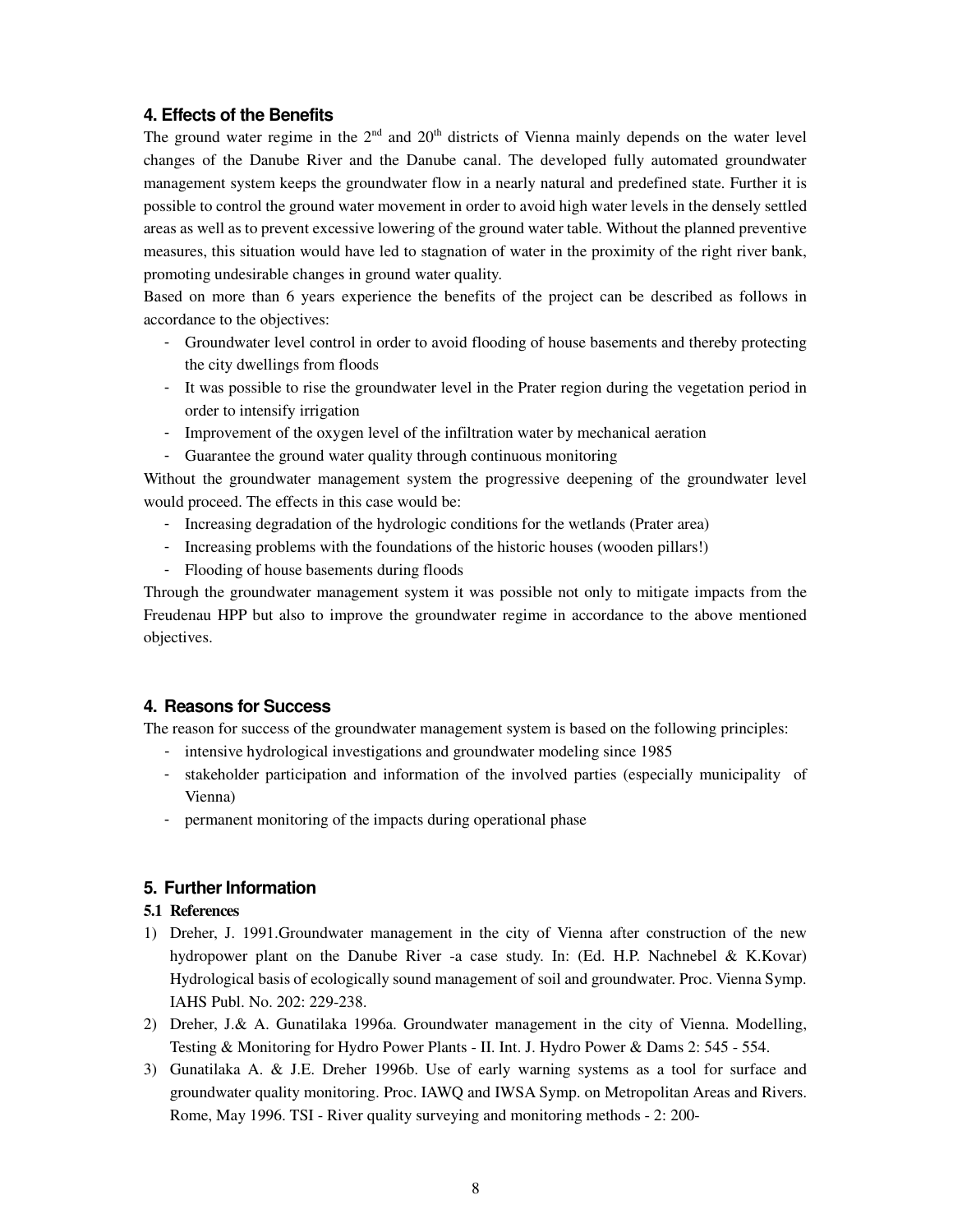## 4. Effects of the Benefits

The ground water regime in the 2nd and 20th districts of Vienna mainly depends on the water level changes of the Danube River and the Danube canal. The developed fully automated groundwater management system keeps the groundwater flow in a nearly natural and predefined state. Further it is possible to control the ground water movement in order to avoid high water levels in the densely settled areas as well as to prevent excessive lowering of the ground water table. Without the planned preventive measures, this situation would have led to stagnation of water in the proximity of the right river bank, promoting undesirable changes in ground water quality.

Based on more than 6 years experience the benefits of the project can be described as follows in accordance to the objectives:

- Groundwater level control in order to avoid flooding of house basements and thereby protecting the city dwellings from floods
- It was possible to rise the groundwater level in the Prater region during the vegetation period in order to intensify irrigation
- Improvement of the oxygen level of the infiltration water by mechanical aeration
- Guarantee the ground water quality through continuous monitoring

Without the groundwater management system the progressive deepening of the groundwater level would proceed. The effects in this case would be:

- Increasing degradation of the hydrologic conditions for the wetlands (Prater area)
- Increasing problems with the foundations of the historic houses (wooden pillars!)
- Flooding of house basements during floods

Through the groundwater management system it was possible not only to mitigate impacts from the Freudenau HPP but also to improve the groundwater regime in accordance to the above mentioned objectives.

## 4. Reasons for Success

The reason for success of the groundwater management system is based on the following principles:

- intensive hydrological investigations and groundwater modeling since 1985
- stakeholder participation and information of the involved parties (especially municipality of Vienna)
- permanent monitoring of the impacts during operational phase

## 5. Further Information

### 5.1 References

1) Dreher, J. 1991.Groundwater management in the city of Vienna after construction of the new hydropower plant on the Danube River -a case study. In: (Ed. H.P. Nachnebel & K.Kovar) Hydrological basis of ecologically sound management of soil and groundwater. Proc. Vienna Symp. IAHS Publ. No. 202: 229-238.
2) Dreher, J.& A. Gunatilaka 1996a. Groundwater management in the city of Vienna. Modelling, Testing & Monitoring for Hydro Power Plants - II. Int. J. Hydro Power & Dams 2: 545 - 554.
3) Gunatilaka A. & J.E. Dreher 1996b. Use of early warning systems as a tool for surface and groundwater quality monitoring. Proc. IAWQ and IWSA Symp. on Metropolitan Areas and Rivers. Rome, May 1996. TSI - River quality surveying and monitoring methods - 2: 200-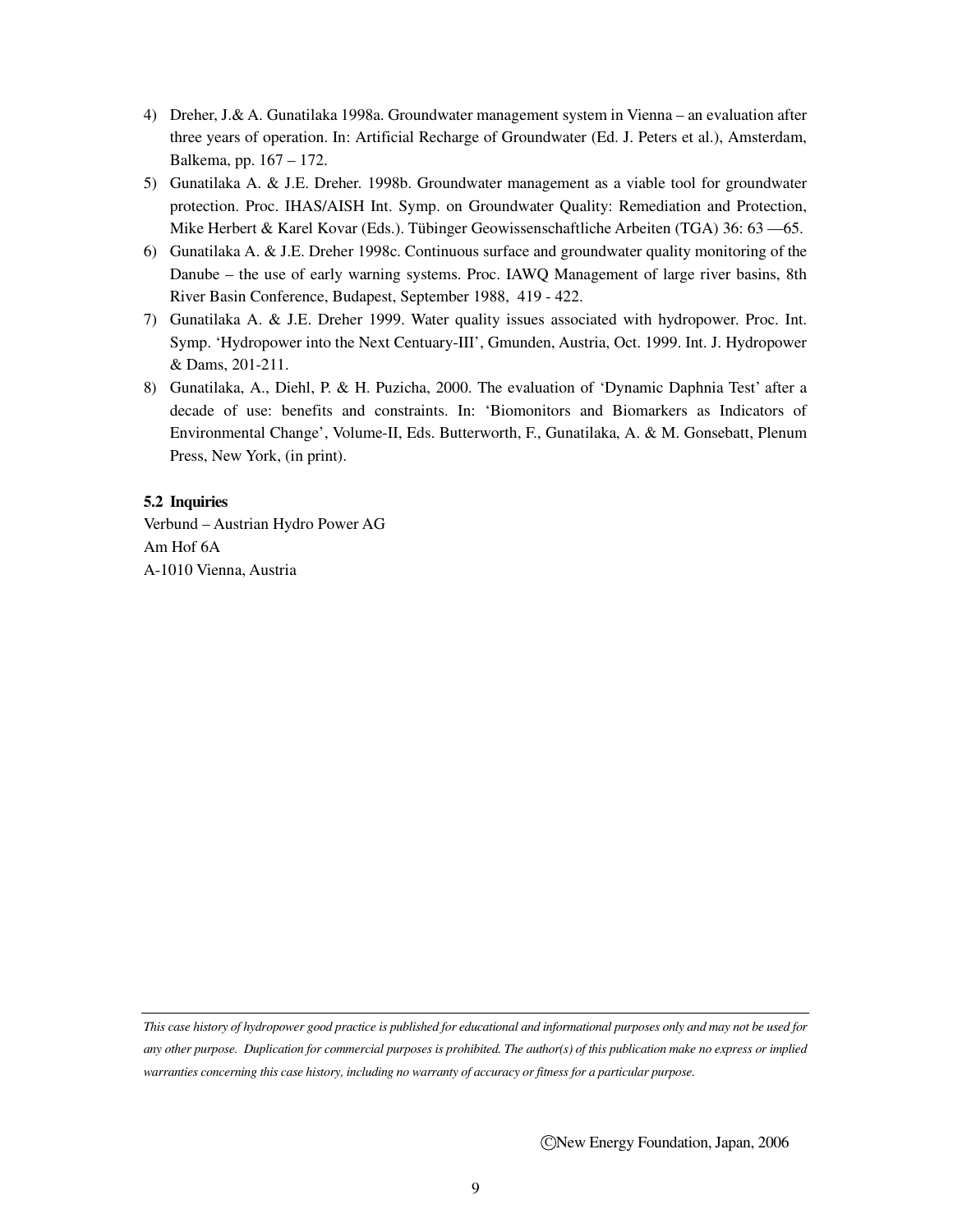4) Dreher, J.& A. Gunatilaka 1998a. Groundwater management system in Vienna – an evaluation after three years of operation. In: Artificial Recharge of Groundwater (Ed. J. Peters et al.), Amsterdam, Balkema, pp. 167 – 172.
5) Gunatilaka A. & J.E. Dreher. 1998b. Groundwater management as a viable tool for groundwater protection. Proc. IHAS/AISH Int. Symp. on Groundwater Quality: Remediation and Protection, Mike Herbert & Karel Kovar (Eds.). Tübinger Geowissenschaftliche Arbeiten (TGA) 36: 63 —65.
6) Gunatilaka A. & J.E. Dreher 1998c. Continuous surface and groundwater quality monitoring of the Danube – the use of early warning systems. Proc. IAWQ Management of large river basins, 8th River Basin Conference, Budapest, September 1988, 419 - 422.
7) Gunatilaka A. & J.E. Dreher 1999. Water quality issues associated with hydropower. Proc. Int. Symp. 'Hydropower into the Next Centuary-III', Gmunden, Austria, Oct. 1999. Int. J. Hydropower & Dams, 201-211.
8) Gunatilaka, A., Diehl, P. & H. Puzicha, 2000. The evaluation of 'Dynamic Daphnia Test' after a decade of use: benefits and constraints. In: 'Biomonitors and Biomarkers as Indicators of Environmental Change', Volume-II, Eds. Butterworth, F., Gunatilaka, A. & M. Gonsebatt, Plenum Press, New York, (in print).

### 5.2 Inquiries

Verbund – Austrian Hydro Power AG
Am Hof 6A
A-1010 Vienna, Austria

---

*This case history of hydropower good practice is published for educational and informational purposes only and may not be used for any other purpose. Duplication for commercial purposes is prohibited. The author(s) of this publication make no express or implied warranties concerning this case history, including no warranty of accuracy or fitness for a particular purpose.*

©New Energy Foundation, Japan, 2006